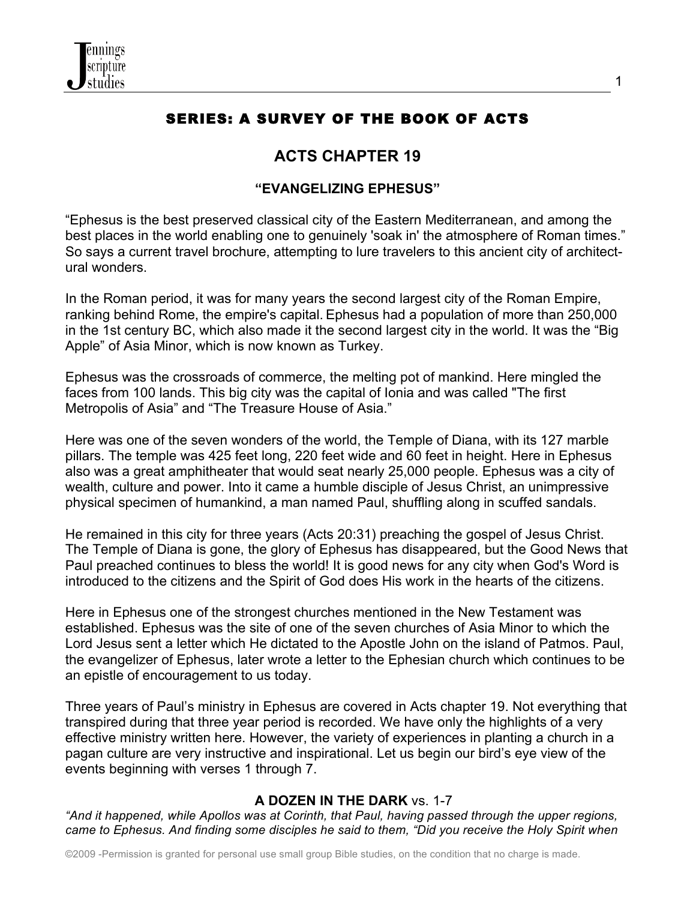# SERIES: A SURVEY OF THE BOOK OF ACTS

## ACTS CHAPTER 19

### "EVANGELIZING EPHESUS"

"Ephesus is the best preserved classical city of the Eastern Mediterranean, and among the best places in the world enabling one to genuinely 'soak in' the atmosphere of Roman times." So says a current travel brochure, attempting to lure travelers to this ancient city of architectural wonders.

In the Roman period, it was for many years the second largest city of the Roman Empire, ranking behind Rome, the empire's capital. Ephesus had a population of more than 250,000 in the 1st century BC, which also made it the second largest city in the world. It was the "Big Apple" of Asia Minor, which is now known as Turkey.

Ephesus was the crossroads of commerce, the melting pot of mankind. Here mingled the faces from 100 lands. This big city was the capital of Ionia and was called "The first Metropolis of Asia" and "The Treasure House of Asia."

Here was one of the seven wonders of the world, the Temple of Diana, with its 127 marble pillars. The temple was 425 feet long, 220 feet wide and 60 feet in height. Here in Ephesus also was a great amphitheater that would seat nearly 25,000 people. Ephesus was a city of wealth, culture and power. Into it came a humble disciple of Jesus Christ, an unimpressive physical specimen of humankind, a man named Paul, shuffling along in scuffed sandals.

He remained in this city for three years (Acts 20:31) preaching the gospel of Jesus Christ. The Temple of Diana is gone, the glory of Ephesus has disappeared, but the Good News that Paul preached continues to bless the world! It is good news for any city when God's Word is introduced to the citizens and the Spirit of God does His work in the hearts of the citizens.

Here in Ephesus one of the strongest churches mentioned in the New Testament was established. Ephesus was the site of one of the seven churches of Asia Minor to which the Lord Jesus sent a letter which He dictated to the Apostle John on the island of Patmos. Paul, the evangelizer of Ephesus, later wrote a letter to the Ephesian church which continues to be an epistle of encouragement to us today.

Three years of Paul's ministry in Ephesus are covered in Acts chapter 19. Not everything that transpired during that three year period is recorded. We have only the highlights of a very effective ministry written here. However, the variety of experiences in planting a church in a pagan culture are very instructive and inspirational. Let us begin our bird's eye view of the events beginning with verses 1 through 7.

### A DOZEN IN THE DARK vs. 1-7

*"And it happened, while Apollos was at Corinth, that Paul, having passed through the upper regions, came to Ephesus. And finding some disciples he said to them, "Did you receive the Holy Spirit when*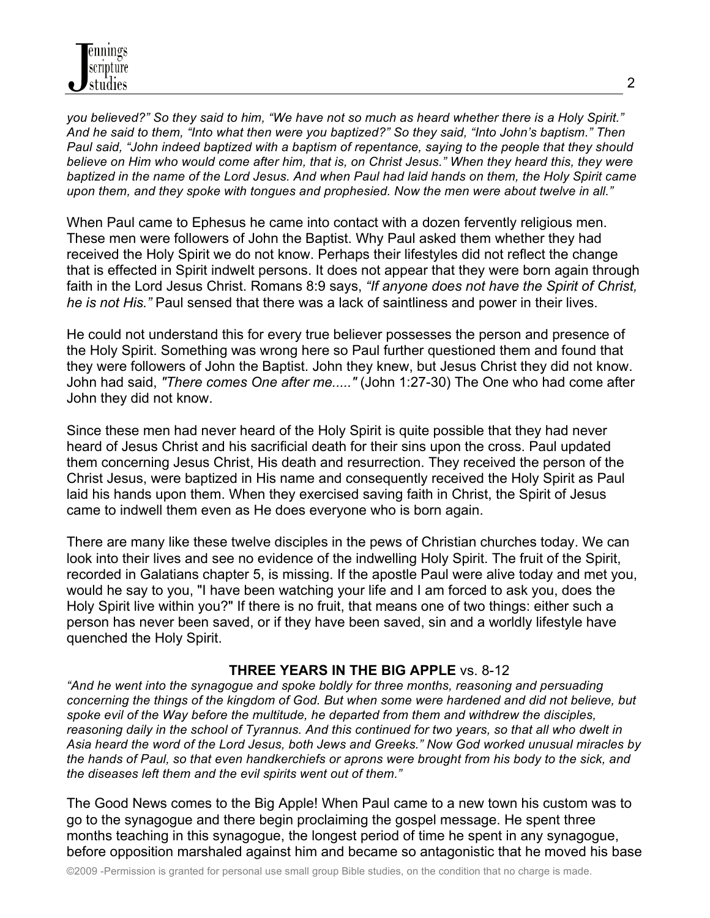*you believed?" So they said to him, "We have not so much as heard whether there is a Holy Spirit." And he said to them, "Into what then were you baptized?" So they said, "Into John's baptism." Then Paul said, "John indeed baptized with a baptism of repentance, saying to the people that they should believe on Him who would come after him, that is, on Christ Jesus." When they heard this, they were baptized in the name of the Lord Jesus. And when Paul had laid hands on them, the Holy Spirit came upon them, and they spoke with tongues and prophesied. Now the men were about twelve in all."*

When Paul came to Ephesus he came into contact with a dozen fervently religious men. These men were followers of John the Baptist. Why Paul asked them whether they had received the Holy Spirit we do not know. Perhaps their lifestyles did not reflect the change that is effected in Spirit indwelt persons. It does not appear that they were born again through faith in the Lord Jesus Christ. Romans 8:9 says, *"If anyone does not have the Spirit of Christ, he is not His."* Paul sensed that there was a lack of saintliness and power in their lives.

He could not understand this for every true believer possesses the person and presence of the Holy Spirit. Something was wrong here so Paul further questioned them and found that they were followers of John the Baptist. John they knew, but Jesus Christ they did not know. John had said, *"There comes One after me....."* (John 1:27-30) The One who had come after John they did not know.

Since these men had never heard of the Holy Spirit is quite possible that they had never heard of Jesus Christ and his sacrificial death for their sins upon the cross. Paul updated them concerning Jesus Christ, His death and resurrection. They received the person of the Christ Jesus, were baptized in His name and consequently received the Holy Spirit as Paul laid his hands upon them. When they exercised saving faith in Christ, the Spirit of Jesus came to indwell them even as He does everyone who is born again.

There are many like these twelve disciples in the pews of Christian churches today. We can look into their lives and see no evidence of the indwelling Holy Spirit. The fruit of the Spirit, recorded in Galatians chapter 5, is missing. If the apostle Paul were alive today and met you, would he say to you, "I have been watching your life and I am forced to ask you, does the Holy Spirit live within you?" If there is no fruit, that means one of two things: either such a person has never been saved, or if they have been saved, sin and a worldly lifestyle have quenched the Holy Spirit.

**THREE YEARS IN THE BIG APPLE** vs. 8-12

*"And he went into the synagogue and spoke boldly for three months, reasoning and persuading concerning the things of the kingdom of God. But when some were hardened and did not believe, but spoke evil of the Way before the multitude, he departed from them and withdrew the disciples, reasoning daily in the school of Tyrannus. And this continued for two years, so that all who dwelt in Asia heard the word of the Lord Jesus, both Jews and Greeks." Now God worked unusual miracles by the hands of Paul, so that even handkerchiefs or aprons were brought from his body to the sick, and the diseases left them and the evil spirits went out of them."*

The Good News comes to the Big Apple! When Paul came to a new town his custom was to go to the synagogue and there begin proclaiming the gospel message. He spent three months teaching in this synagogue, the longest period of time he spent in any synagogue, before opposition marshaled against him and became so antagonistic that he moved his base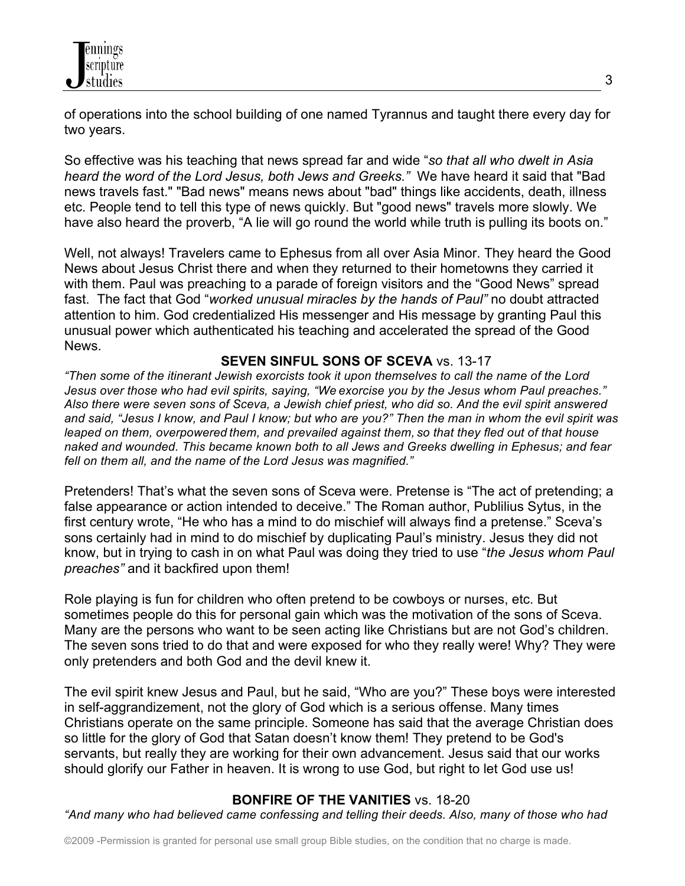of operations into the school building of one named Tyrannus and taught there every day for two years.

So effective was his teaching that news spread far and wide "*so that all who dwelt in Asia heard the word of the Lord Jesus, both Jews and Greeks."* We have heard it said that "Bad news travels fast." "Bad news" means news about "bad" things like accidents, death, illness etc. People tend to tell this type of news quickly. But "good news" travels more slowly. We have also heard the proverb, "A lie will go round the world while truth is pulling its boots on."

Well, not always! Travelers came to Ephesus from all over Asia Minor. They heard the Good News about Jesus Christ there and when they returned to their hometowns they carried it with them. Paul was preaching to a parade of foreign visitors and the "Good News" spread fast. The fact that God "*worked unusual miracles by the hands of Paul"* no doubt attracted attention to him. God credentialized His messenger and His message by granting Paul this unusual power which authenticated his teaching and accelerated the spread of the Good News.

**SEVEN SINFUL SONS OF SCEVA** vs. 13-17

*"Then some of the itinerant Jewish exorcists took it upon themselves to call the name of the Lord Jesus over those who had evil spirits, saying, "We exorcise you by the Jesus whom Paul preaches." Also there were seven sons of Sceva, a Jewish chief priest, who did so. And the evil spirit answered and said, "Jesus I know, and Paul I know; but who are you?" Then the man in whom the evil spirit was leaped on them, overpowered them, and prevailed against them, so that they fled out of that house naked and wounded. This became known both to all Jews and Greeks dwelling in Ephesus; and fear fell on them all, and the name of the Lord Jesus was magnified."*

Pretenders! That's what the seven sons of Sceva were. Pretense is "The act of pretending; a false appearance or action intended to deceive." The Roman author, Publilius Sytus, in the first century wrote, "He who has a mind to do mischief will always find a pretense." Sceva's sons certainly had in mind to do mischief by duplicating Paul's ministry. Jesus they did not know, but in trying to cash in on what Paul was doing they tried to use "*the Jesus whom Paul preaches"* and it backfired upon them!

Role playing is fun for children who often pretend to be cowboys or nurses, etc. But sometimes people do this for personal gain which was the motivation of the sons of Sceva. Many are the persons who want to be seen acting like Christians but are not God's children. The seven sons tried to do that and were exposed for who they really were! Why? They were only pretenders and both God and the devil knew it.

The evil spirit knew Jesus and Paul, but he said, "Who are you?" These boys were interested in self-aggrandizement, not the glory of God which is a serious offense. Many times Christians operate on the same principle. Someone has said that the average Christian does so little for the glory of God that Satan doesn't know them! They pretend to be God's servants, but really they are working for their own advancement. Jesus said that our works should glorify our Father in heaven. It is wrong to use God, but right to let God use us!

**BONFIRE OF THE VANITIES** vs. 18-20

*"And many who had believed came confessing and telling their deeds. Also, many of those who had*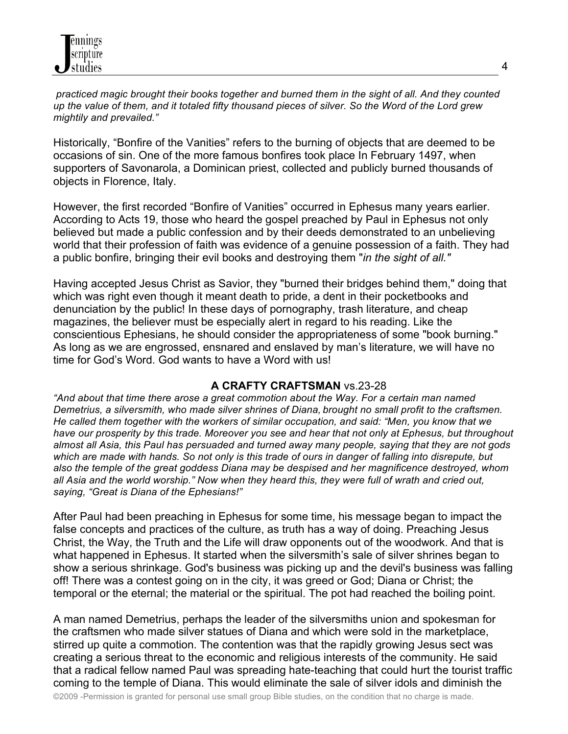*practiced magic brought their books together and burned them in the sight of all. And they counted up the value of them, and it totaled fifty thousand pieces of silver. So the Word of the Lord grew mightily and prevailed."*

Historically, "Bonfire of the Vanities" refers to the burning of objects that are deemed to be occasions of sin. One of the more famous bonfires took place In February 1497, when supporters of Savonarola, a Dominican priest, collected and publicly burned thousands of objects in Florence, Italy.

However, the first recorded "Bonfire of Vanities" occurred in Ephesus many years earlier. According to Acts 19, those who heard the gospel preached by Paul in Ephesus not only believed but made a public confession and by their deeds demonstrated to an unbelieving world that their profession of faith was evidence of a genuine possession of a faith. They had a public bonfire, bringing their evil books and destroying them "*in the sight of all."*

Having accepted Jesus Christ as Savior, they "burned their bridges behind them," doing that which was right even though it meant death to pride, a dent in their pocketbooks and denunciation by the public! In these days of pornography, trash literature, and cheap magazines, the believer must be especially alert in regard to his reading. Like the conscientious Ephesians, he should consider the appropriateness of some "book burning." As long as we are engrossed, ensnared and enslaved by man's literature, we will have no time for God's Word. God wants to have a Word with us!

### A CRAFTY CRAFTSMAN vs.23-28

*"And about that time there arose a great commotion about the Way. For a certain man named Demetrius, a silversmith, who made silver shrines of Diana, brought no small profit to the craftsmen. He called them together with the workers of similar occupation, and said: "Men, you know that we have our prosperity by this trade. Moreover you see and hear that not only at Ephesus, but throughout almost all Asia, this Paul has persuaded and turned away many people, saying that they are not gods which are made with hands. So not only is this trade of ours in danger of falling into disrepute, but also the temple of the great goddess Diana may be despised and her magnificence destroyed, whom all Asia and the world worship." Now when they heard this, they were full of wrath and cried out, saying, "Great is Diana of the Ephesians!"*

After Paul had been preaching in Ephesus for some time, his message began to impact the false concepts and practices of the culture, as truth has a way of doing. Preaching Jesus Christ, the Way, the Truth and the Life will draw opponents out of the woodwork. And that is what happened in Ephesus. It started when the silversmith's sale of silver shrines began to show a serious shrinkage. God's business was picking up and the devil's business was falling off! There was a contest going on in the city, it was greed or God; Diana or Christ; the temporal or the eternal; the material or the spiritual. The pot had reached the boiling point.

A man named Demetrius, perhaps the leader of the silversmiths union and spokesman for the craftsmen who made silver statues of Diana and which were sold in the marketplace, stirred up quite a commotion. The contention was that the rapidly growing Jesus sect was creating a serious threat to the economic and religious interests of the community. He said that a radical fellow named Paul was spreading hate-teaching that could hurt the tourist traffic coming to the temple of Diana. This would eliminate the sale of silver idols and diminish the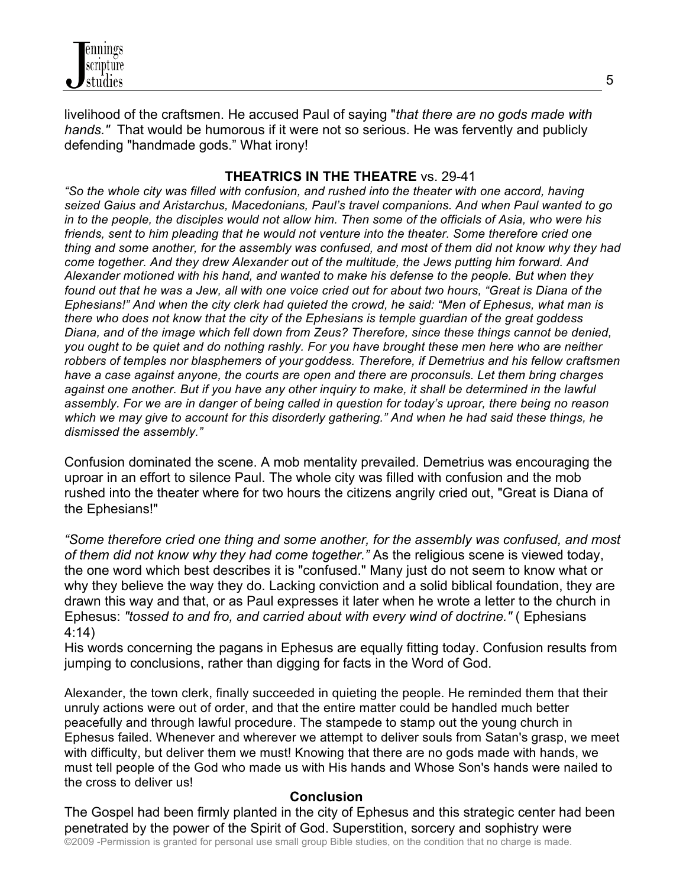livelihood of the craftsmen. He accused Paul of saying "*that there are no gods made with hands."* That would be humorous if it were not so serious. He was fervently and publicly defending "handmade gods." What irony!

### **THEATRICS IN THE THEATRE** vs. 29-41

*"So the whole city was filled with confusion, and rushed into the theater with one accord, having seized Gaius and Aristarchus, Macedonians, Paul's travel companions. And when Paul wanted to go in to the people, the disciples would not allow him. Then some of the officials of Asia, who were his friends, sent to him pleading that he would not venture into the theater. Some therefore cried one thing and some another, for the assembly was confused, and most of them did not know why they had come together. And they drew Alexander out of the multitude, the Jews putting him forward. And Alexander motioned with his hand, and wanted to make his defense to the people. But when they found out that he was a Jew, all with one voice cried out for about two hours, "Great is Diana of the Ephesians!" And when the city clerk had quieted the crowd, he said: "Men of Ephesus, what man is there who does not know that the city of the Ephesians is temple guardian of the great goddess Diana, and of the image which fell down from Zeus? Therefore, since these things cannot be denied, you ought to be quiet and do nothing rashly. For you have brought these men here who are neither robbers of temples nor blasphemers of your goddess. Therefore, if Demetrius and his fellow craftsmen have a case against anyone, the courts are open and there are proconsuls. Let them bring charges against one another. But if you have any other inquiry to make, it shall be determined in the lawful assembly. For we are in danger of being called in question for today's uproar, there being no reason which we may give to account for this disorderly gathering." And when he had said these things, he dismissed the assembly."*

Confusion dominated the scene. A mob mentality prevailed. Demetrius was encouraging the uproar in an effort to silence Paul. The whole city was filled with confusion and the mob rushed into the theater where for two hours the citizens angrily cried out, "Great is Diana of the Ephesians!"

*"Some therefore cried one thing and some another, for the assembly was confused, and most of them did not know why they had come together."* As the religious scene is viewed today, the one word which best describes it is "confused." Many just do not seem to know what or why they believe the way they do. Lacking conviction and a solid biblical foundation, they are drawn this way and that, or as Paul expresses it later when he wrote a letter to the church in Ephesus: *"tossed to and fro, and carried about with every wind of doctrine."* ( Ephesians 4:14)
His words concerning the pagans in Ephesus are equally fitting today. Confusion results from jumping to conclusions, rather than digging for facts in the Word of God.

Alexander, the town clerk, finally succeeded in quieting the people. He reminded them that their unruly actions were out of order, and that the entire matter could be handled much better peacefully and through lawful procedure. The stampede to stamp out the young church in Ephesus failed. Whenever and wherever we attempt to deliver souls from Satan's grasp, we meet with difficulty, but deliver them we must! Knowing that there are no gods made with hands, we must tell people of the God who made us with His hands and Whose Son's hands were nailed to the cross to deliver us!

### **Conclusion**

The Gospel had been firmly planted in the city of Ephesus and this strategic center had been penetrated by the power of the Spirit of God. Superstition, sorcery and sophistry were

©2009 -Permission is granted for personal use small group Bible studies, on the condition that no charge is made.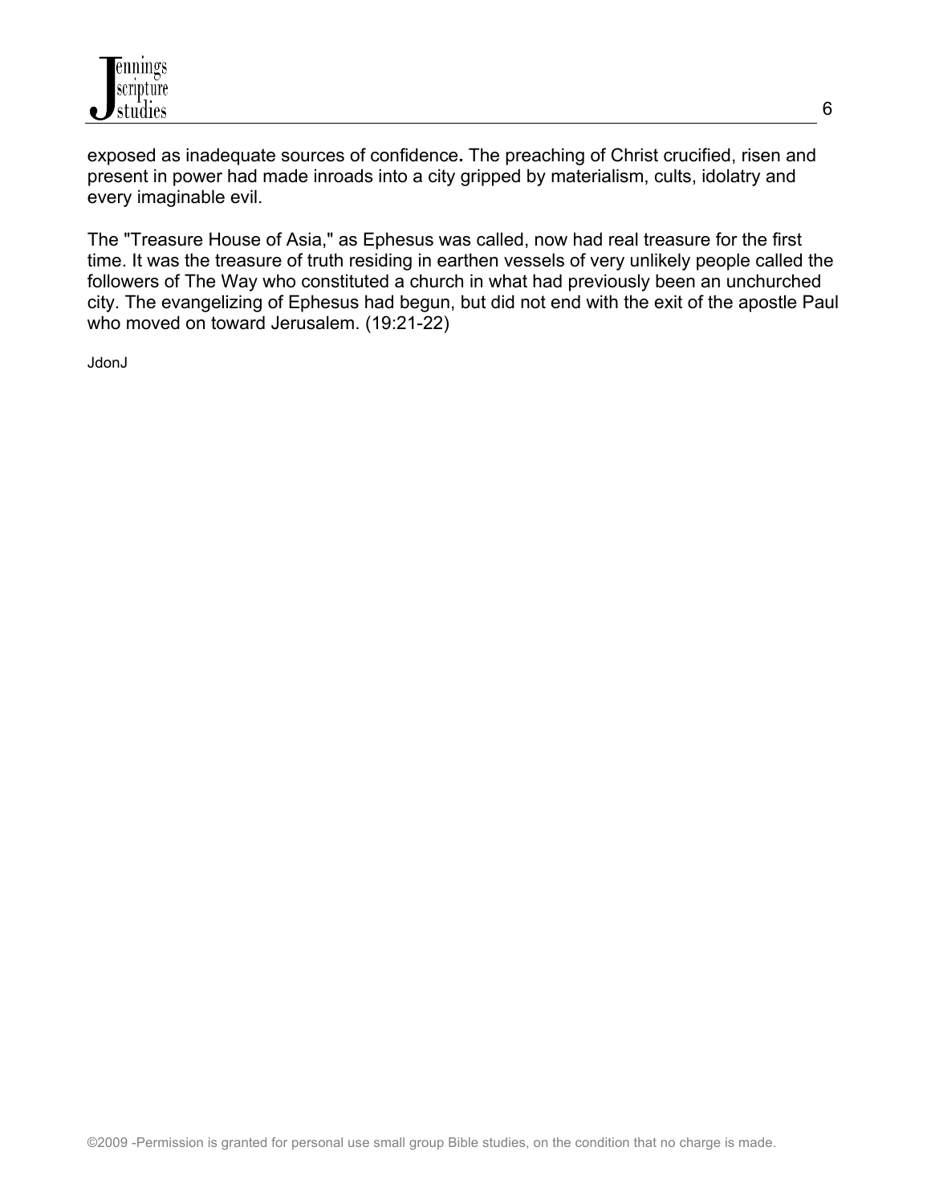exposed as inadequate sources of confidence**.** The preaching of Christ crucified, risen and present in power had made inroads into a city gripped by materialism, cults, idolatry and every imaginable evil.

The "Treasure House of Asia," as Ephesus was called, now had real treasure for the first time. It was the treasure of truth residing in earthen vessels of very unlikely people called the followers of The Way who constituted a church in what had previously been an unchurched city. The evangelizing of Ephesus had begun, but did not end with the exit of the apostle Paul who moved on toward Jerusalem. (19:21-22)

JdonJ

©2009 -Permission is granted for personal use small group Bible studies, on the condition that no charge is made.